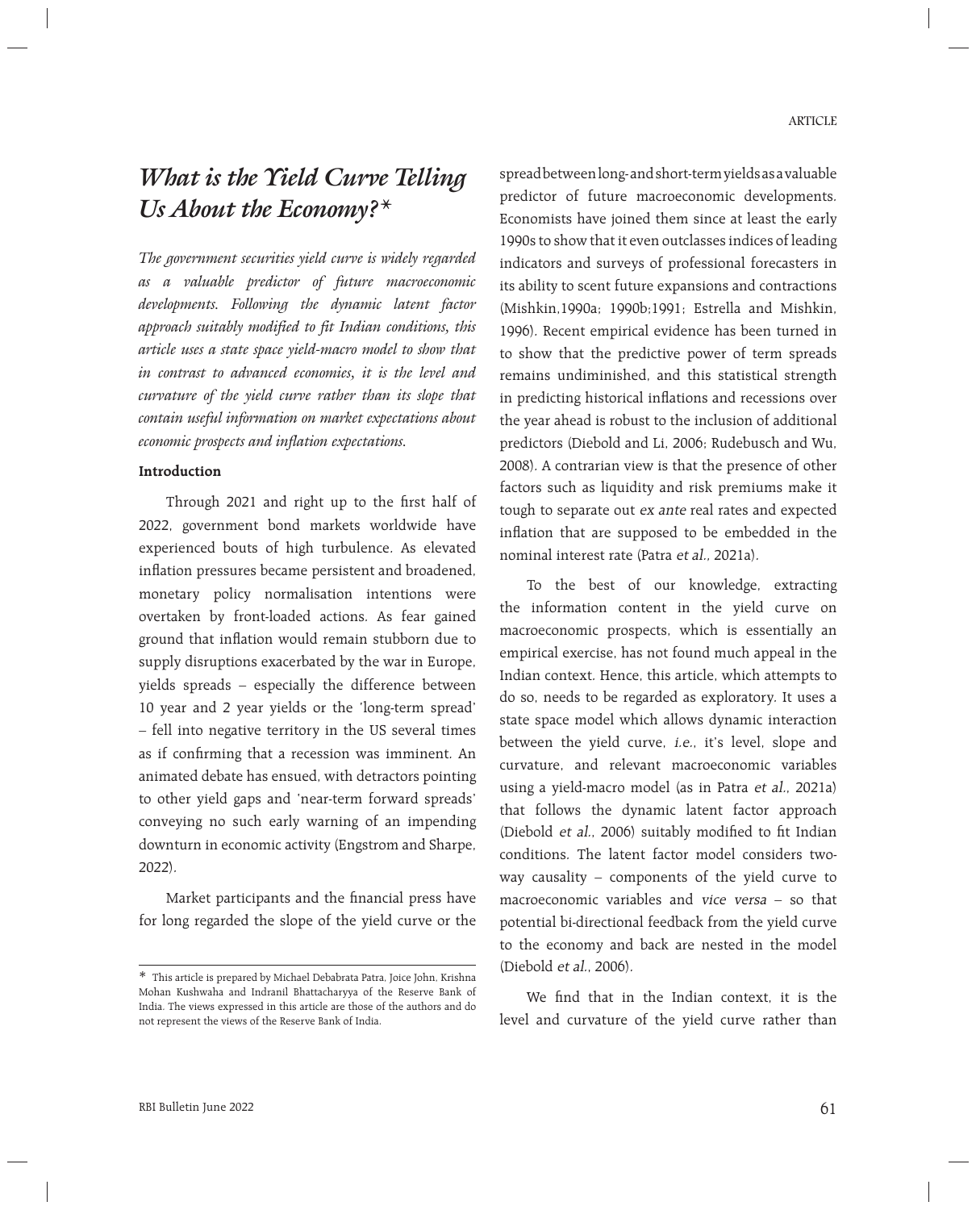# *What is the Yield Curve Telling Us About the Economy?**

*The government securities yield curve is widely regarded as a valuable predictor of future macroeconomic developments. Following the dynamic latent factor approach suitably modified to fit Indian conditions, this article uses a state space yield-macro model to show that in contrast to advanced economies, it is the level and curvature of the yield curve rather than its slope that contain useful information on market expectations about economic prospects and inflation expectations.*

**Introduction**

Through 2021 and right up to the first half of 2022, government bond markets worldwide have experienced bouts of high turbulence. As elevated inflation pressures became persistent and broadened, monetary policy normalisation intentions were overtaken by front-loaded actions. As fear gained ground that inflation would remain stubborn due to supply disruptions exacerbated by the war in Europe, yields spreads – especially the difference between 10 year and 2 year yields or the 'long-term spread' – fell into negative territory in the US several times as if confirming that a recession was imminent. An animated debate has ensued, with detractors pointing to other yield gaps and 'near-term forward spreads' conveying no such early warning of an impending downturn in economic activity (Engstrom and Sharpe, 2022).

Market participants and the financial press have for long regarded the slope of the yield curve or the spread between long- and short-term yields as a valuable predictor of future macroeconomic developments. Economists have joined them since at least the early 1990s to show that it even outclasses indices of leading indicators and surveys of professional forecasters in its ability to scent future expansions and contractions (Mishkin,1990a; 1990b;1991; Estrella and Mishkin, 1996). Recent empirical evidence has been turned in to show that the predictive power of term spreads remains undiminished, and this statistical strength in predicting historical inflations and recessions over the year ahead is robust to the inclusion of additional predictors (Diebold and Li, 2006; Rudebusch and Wu, 2008). A contrarian view is that the presence of other factors such as liquidity and risk premiums make it tough to separate out *ex ante* real rates and expected inflation that are supposed to be embedded in the nominal interest rate (Patra *et al.*, 2021a).

To the best of our knowledge, extracting the information content in the yield curve on macroeconomic prospects, which is essentially an empirical exercise, has not found much appeal in the Indian context. Hence, this article, which attempts to do so, needs to be regarded as exploratory. It uses a state space model which allows dynamic interaction between the yield curve, *i.e.*, it's level, slope and curvature, and relevant macroeconomic variables using a yield-macro model (as in Patra *et al.*, 2021a) that follows the dynamic latent factor approach (Diebold *et al.*, 2006) suitably modified to fit Indian conditions. The latent factor model considers two-way causality – components of the yield curve to macroeconomic variables and *vice versa* – so that potential bi-directional feedback from the yield curve to the economy and back are nested in the model (Diebold *et al.*, 2006).

We find that in the Indian context, it is the level and curvature of the yield curve rather than

---

* This article is prepared by Michael Debabrata Patra, Joice John, Krishna Mohan Kushwaha and Indranil Bhattacharyya of the Reserve Bank of India. The views expressed in this article are those of the authors and do not represent the views of the Reserve Bank of India.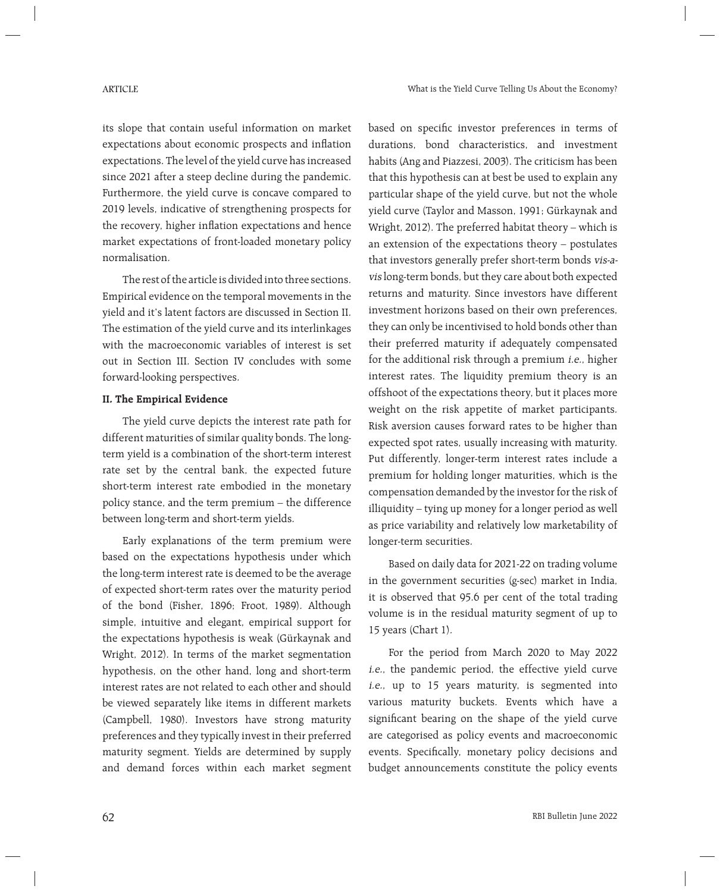its slope that contain useful information on market expectations about economic prospects and inflation expectations. The level of the yield curve has increased since 2021 after a steep decline during the pandemic. Furthermore, the yield curve is concave compared to 2019 levels, indicative of strengthening prospects for the recovery, higher inflation expectations and hence market expectations of front-loaded monetary policy normalisation.

The rest of the article is divided into three sections. Empirical evidence on the temporal movements in the yield and it's latent factors are discussed in Section II. The estimation of the yield curve and its interlinkages with the macroeconomic variables of interest is set out in Section III. Section IV concludes with some forward-looking perspectives.

## II. The Empirical Evidence

The yield curve depicts the interest rate path for different maturities of similar quality bonds. The long-term yield is a combination of the short-term interest rate set by the central bank, the expected future short-term interest rate embodied in the monetary policy stance, and the term premium – the difference between long-term and short-term yields.

Early explanations of the term premium were based on the expectations hypothesis under which the long-term interest rate is deemed to be the average of expected short-term rates over the maturity period of the bond (Fisher, 1896; Froot, 1989). Although simple, intuitive and elegant, empirical support for the expectations hypothesis is weak (Gürkaynak and Wright, 2012). In terms of the market segmentation hypothesis, on the other hand, long and short-term interest rates are not related to each other and should be viewed separately like items in different markets (Campbell, 1980). Investors have strong maturity preferences and they typically invest in their preferred maturity segment. Yields are determined by supply and demand forces within each market segment based on specific investor preferences in terms of durations, bond characteristics, and investment habits (Ang and Piazzesi, 2003). The criticism has been that this hypothesis can at best be used to explain any particular shape of the yield curve, but not the whole yield curve (Taylor and Masson, 1991; Gürkaynak and Wright, 2012). The preferred habitat theory – which is an extension of the expectations theory – postulates that investors generally prefer short-term bonds *vis-a-vis* long-term bonds, but they care about both expected returns and maturity. Since investors have different investment horizons based on their own preferences, they can only be incentivised to hold bonds other than their preferred maturity if adequately compensated for the additional risk through a premium *i.e.*, higher interest rates. The liquidity premium theory is an offshoot of the expectations theory, but it places more weight on the risk appetite of market participants. Risk aversion causes forward rates to be higher than expected spot rates, usually increasing with maturity. Put differently, longer-term interest rates include a premium for holding longer maturities, which is the compensation demanded by the investor for the risk of illiquidity – tying up money for a longer period as well as price variability and relatively low marketability of longer-term securities.

Based on daily data for 2021-22 on trading volume in the government securities (g-sec) market in India, it is observed that 95.6 per cent of the total trading volume is in the residual maturity segment of up to 15 years (Chart 1).

For the period from March 2020 to May 2022 *i.e.*, the pandemic period, the effective yield curve *i.e.*, up to 15 years maturity, is segmented into various maturity buckets. Events which have a significant bearing on the shape of the yield curve are categorised as policy events and macroeconomic events. Specifically, monetary policy decisions and budget announcements constitute the policy events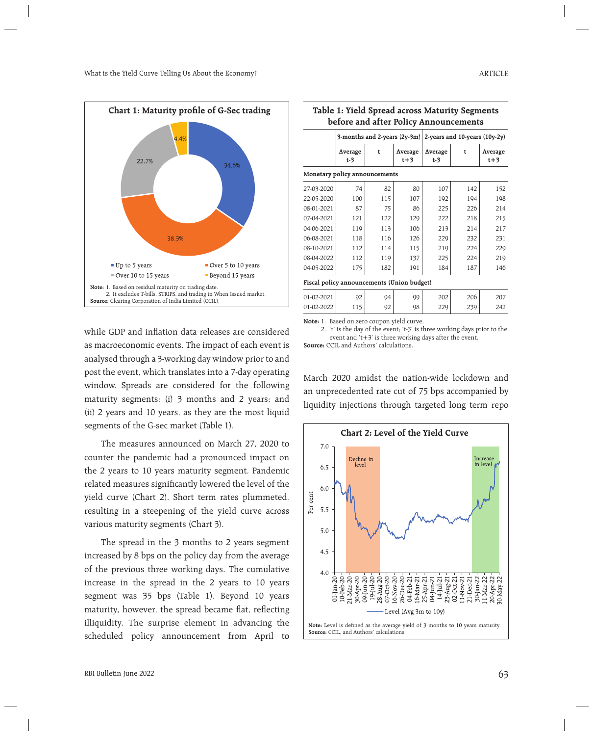**Chart 1: Maturity profile of G-Sec trading**

- Up to 5 years: 34.6%
- Over 5 to 10 years: 38.3%
- Over 10 to 15 years: 22.7%
- Beyond 15 years: 4.4%

**Note:** 1. Based on residual maturity on trading date.
2. It excludes T-bills, STRIPS, and trading in When Issued market.

**Source:** Clearing Corporation of India Limited (CCIL).

while GDP and inflation data releases are considered as macroeconomic events. The impact of each event is analysed through a 3-working day window prior to and post the event, which translates into a 7-day operating window. Spreads are considered for the following maturity segments: (i) 3 months and 2 years; and (ii) 2 years and 10 years, as they are the most liquid segments of the G-sec market (Table 1).

The measures announced on March 27, 2020 to counter the pandemic had a pronounced impact on the 2 years to 10 years maturity segment. Pandemic related measures significantly lowered the level of the yield curve (Chart 2). Short term rates plummeted, resulting in a steepening of the yield curve across various maturity segments (Chart 3).

The spread in the 3 months to 2 years segment increased by 8 bps on the policy day from the average of the previous three working days. The cumulative increase in the spread in the 2 years to 10 years segment was 35 bps (Table 1). Beyond 10 years maturity, however, the spread became flat, reflecting illiquidity. The surprise element in advancing the scheduled policy announcement from April to March 2020 amidst the nation-wide lockdown and an unprecedented rate cut of 75 bps accompanied by liquidity injections through targeted long term repo

**Table 1: Yield Spread across Maturity Segments before and after Policy Announcements**

| | 3-months and 2-years (2y-3m) | | | 2-years and 10-years (10y-2y) | | |
|---|---|---|---|---|---|---|
| | Average t-3 | t | Average t+3 | Average t-3 | t | Average t+3 |
| **Monetary policy announcements** | | | | | | |
| 27-03-2020 | 74 | 82 | 80 | 107 | 142 | 152 |
| 22-05-2020 | 100 | 115 | 107 | 192 | 194 | 198 |
| 08-01-2021 | 87 | 75 | 86 | 225 | 226 | 214 |
| 07-04-2021 | 121 | 122 | 129 | 222 | 218 | 215 |
| 04-06-2021 | 119 | 113 | 106 | 213 | 214 | 217 |
| 06-08-2021 | 118 | 116 | 126 | 229 | 232 | 231 |
| 08-10-2021 | 112 | 114 | 115 | 219 | 224 | 229 |
| 08-04-2022 | 112 | 119 | 137 | 225 | 224 | 219 |
| 04-05-2022 | 175 | 182 | 191 | 184 | 187 | 146 |
| **Fiscal policy announcements (Union budget)** | | | | | | |
| 01-02-2021 | 92 | 94 | 99 | 202 | 206 | 207 |
| 01-02-2022 | 115 | 92 | 98 | 229 | 239 | 242 |

**Note:** 1. Based on zero coupon yield curve.
2. 't' is the day of the event; 't-3' is three working days prior to the event and 't+3' is three working days after the event.

**Source:** CCIL and Authors' calculations.

**Chart 2: Level of the Yield Curve**

**Note:** Level is defined as the average yield of 3 months to 10 years maturity.

**Source:** CCIL, and Authors' calculations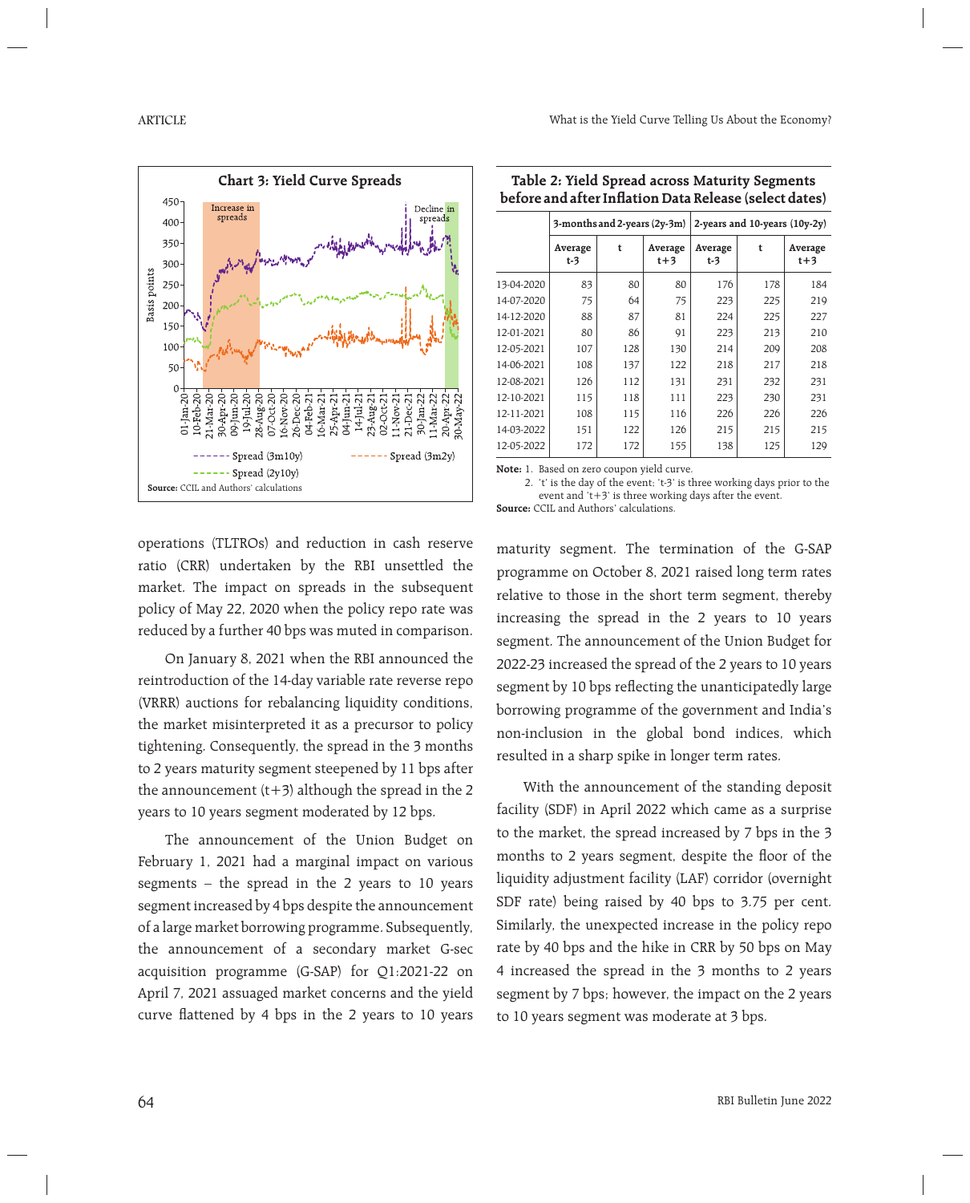**Chart 3: Yield Curve Spreads**

Source: CCIL and Authors' calculations

**Table 2: Yield Spread across Maturity Segments before and after Inflation Data Release (select dates)**

| | 3-months and 2-years (2y-3m) | | | 2-years and 10-years (10y-2y) | | |
|---|---|---|---|---|---|---|
| | Average t-3 | t | Average t+3 | Average t-3 | t | Average t+3 |
| 13-04-2020 | 83 | 80 | 80 | 176 | 178 | 184 |
| 14-07-2020 | 75 | 64 | 75 | 223 | 225 | 219 |
| 14-12-2020 | 88 | 87 | 81 | 224 | 225 | 227 |
| 12-01-2021 | 80 | 86 | 91 | 223 | 213 | 210 |
| 12-05-2021 | 107 | 128 | 130 | 214 | 209 | 208 |
| 14-06-2021 | 108 | 137 | 122 | 218 | 217 | 218 |
| 12-08-2021 | 126 | 112 | 131 | 231 | 232 | 231 |
| 12-10-2021 | 115 | 118 | 111 | 223 | 230 | 231 |
| 12-11-2021 | 108 | 115 | 116 | 226 | 226 | 226 |
| 14-03-2022 | 151 | 122 | 126 | 215 | 215 | 215 |
| 12-05-2022 | 172 | 172 | 155 | 138 | 125 | 129 |

**Note:** 1. Based on zero coupon yield curve.
2. 't' is the day of the event; 't-3' is three working days prior to the event and 't+3' is three working days after the event.

**Source:** CCIL and Authors' calculations.

operations (TLTROs) and reduction in cash reserve ratio (CRR) undertaken by the RBI unsettled the market. The impact on spreads in the subsequent policy of May 22, 2020 when the policy repo rate was reduced by a further 40 bps was muted in comparison.

On January 8, 2021 when the RBI announced the reintroduction of the 14-day variable rate reverse repo (VRRR) auctions for rebalancing liquidity conditions, the market misinterpreted it as a precursor to policy tightening. Consequently, the spread in the 3 months to 2 years maturity segment steepened by 11 bps after the announcement (t+3) although the spread in the 2 years to 10 years segment moderated by 12 bps.

The announcement of the Union Budget on February 1, 2021 had a marginal impact on various segments – the spread in the 2 years to 10 years segment increased by 4 bps despite the announcement of a large market borrowing programme. Subsequently, the announcement of a secondary market G-sec acquisition programme (G-SAP) for Q1:2021-22 on April 7, 2021 assuaged market concerns and the yield curve flattened by 4 bps in the 2 years to 10 years maturity segment. The termination of the G-SAP programme on October 8, 2021 raised long term rates relative to those in the short term segment, thereby increasing the spread in the 2 years to 10 years segment. The announcement of the Union Budget for 2022-23 increased the spread of the 2 years to 10 years segment by 10 bps reflecting the unanticipatedly large borrowing programme of the government and India's non-inclusion in the global bond indices, which resulted in a sharp spike in longer term rates.

With the announcement of the standing deposit facility (SDF) in April 2022 which came as a surprise to the market, the spread increased by 7 bps in the 3 months to 2 years segment, despite the floor of the liquidity adjustment facility (LAF) corridor (overnight SDF rate) being raised by 40 bps to 3.75 per cent. Similarly, the unexpected increase in the policy repo rate by 40 bps and the hike in CRR by 50 bps on May 4 increased the spread in the 3 months to 2 years segment by 7 bps; however, the impact on the 2 years to 10 years segment was moderate at 3 bps.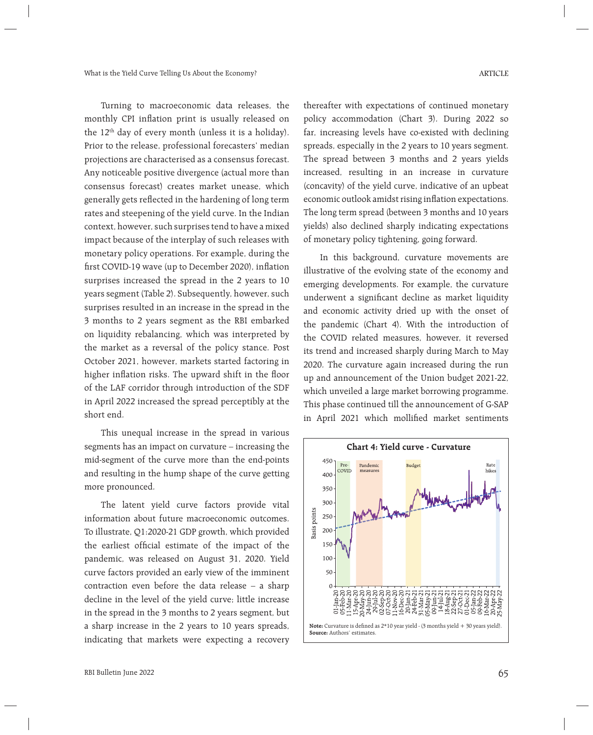Turning to macroeconomic data releases, the monthly CPI inflation print is usually released on the 12th day of every month (unless it is a holiday). Prior to the release, professional forecasters' median projections are characterised as a consensus forecast. Any noticeable positive divergence (actual more than consensus forecast) creates market unease, which generally gets reflected in the hardening of long term rates and steepening of the yield curve. In the Indian context, however, such surprises tend to have a mixed impact because of the interplay of such releases with monetary policy operations. For example, during the first COVID-19 wave (up to December 2020), inflation surprises increased the spread in the 2 years to 10 years segment (Table 2). Subsequently, however, such surprises resulted in an increase in the spread in the 3 months to 2 years segment as the RBI embarked on liquidity rebalancing, which was interpreted by the market as a reversal of the policy stance. Post October 2021, however, markets started factoring in higher inflation risks. The upward shift in the floor of the LAF corridor through introduction of the SDF in April 2022 increased the spread perceptibly at the short end.

This unequal increase in the spread in various segments has an impact on curvature – increasing the mid-segment of the curve more than the end-points and resulting in the hump shape of the curve getting more pronounced.

The latent yield curve factors provide vital information about future macroeconomic outcomes. To illustrate, Q1:2020-21 GDP growth, which provided the earliest official estimate of the impact of the pandemic, was released on August 31, 2020. Yield curve factors provided an early view of the imminent contraction even before the data release – a sharp decline in the level of the yield curve; little increase in the spread in the 3 months to 2 years segment, but a sharp increase in the 2 years to 10 years spreads, indicating that markets were expecting a recovery thereafter with expectations of continued monetary policy accommodation (Chart 3). During 2022 so far, increasing levels have co-existed with declining spreads, especially in the 2 years to 10 years segment. The spread between 3 months and 2 years yields increased, resulting in an increase in curvature (concavity) of the yield curve, indicative of an upbeat economic outlook amidst rising inflation expectations. The long term spread (between 3 months and 10 years yields) also declined sharply indicating expectations of monetary policy tightening, going forward.

In this background, curvature movements are illustrative of the evolving state of the economy and emerging developments. For example, the curvature underwent a significant decline as market liquidity and economic activity dried up with the onset of the pandemic (Chart 4). With the introduction of the COVID related measures, however, it reversed its trend and increased sharply during March to May 2020. The curvature again increased during the run up and announcement of the Union budget 2021-22, which unveiled a large market borrowing programme. This phase continued till the announcement of G-SAP in April 2021 which mollified market sentiments

**Chart 4: Yield curve - Curvature**

**Note:** Curvature is defined as 2*10 year yield - (3 months yield + 30 years yield).
**Source:** Authors' estimates.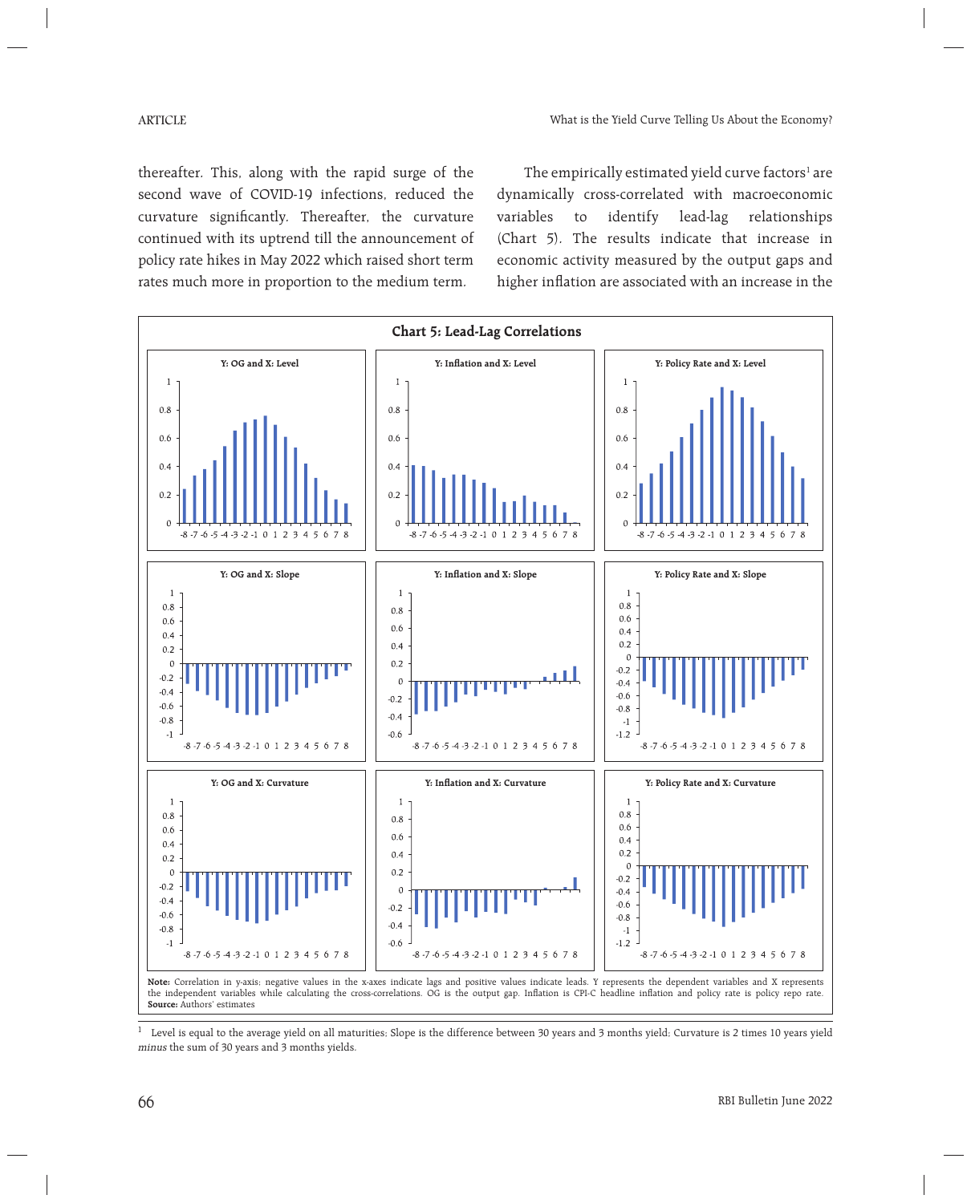thereafter. This, along with the rapid surge of the second wave of COVID-19 infections, reduced the curvature significantly. Thereafter, the curvature continued with its uptrend till the announcement of policy rate hikes in May 2022 which raised short term rates much more in proportion to the medium term.

The empirically estimated yield curve factors[1] are dynamically cross-correlated with macroeconomic variables to identify lead-lag relationships (Chart 5). The results indicate that increase in economic activity measured by the output gaps and higher inflation are associated with an increase in the

**Chart 5: Lead-Lag Correlations**

Panels: Y: OG and X: Level; Y: Inflation and X: Level; Y: Policy Rate and X: Level; Y: OG and X: Slope; Y: Inflation and X: Slope; Y: Policy Rate and X: Slope; Y: OG and X: Curvature; Y: Inflation and X: Curvature; Y: Policy Rate and X: Curvature

**Note:** Correlation in y-axis; negative values in the x-axes indicate lags and positive values indicate leads. Y represents the dependent variables and X represents the independent variables while calculating the cross-correlations. OG is the output gap. Inflation is CPI-C headline inflation and policy rate is policy repo rate.
**Source:** Authors' estimates

[1] Level is equal to the average yield on all maturities; Slope is the difference between 30 years and 3 months yield; Curvature is 2 times 10 years yield *minus* the sum of 30 years and 3 months yields.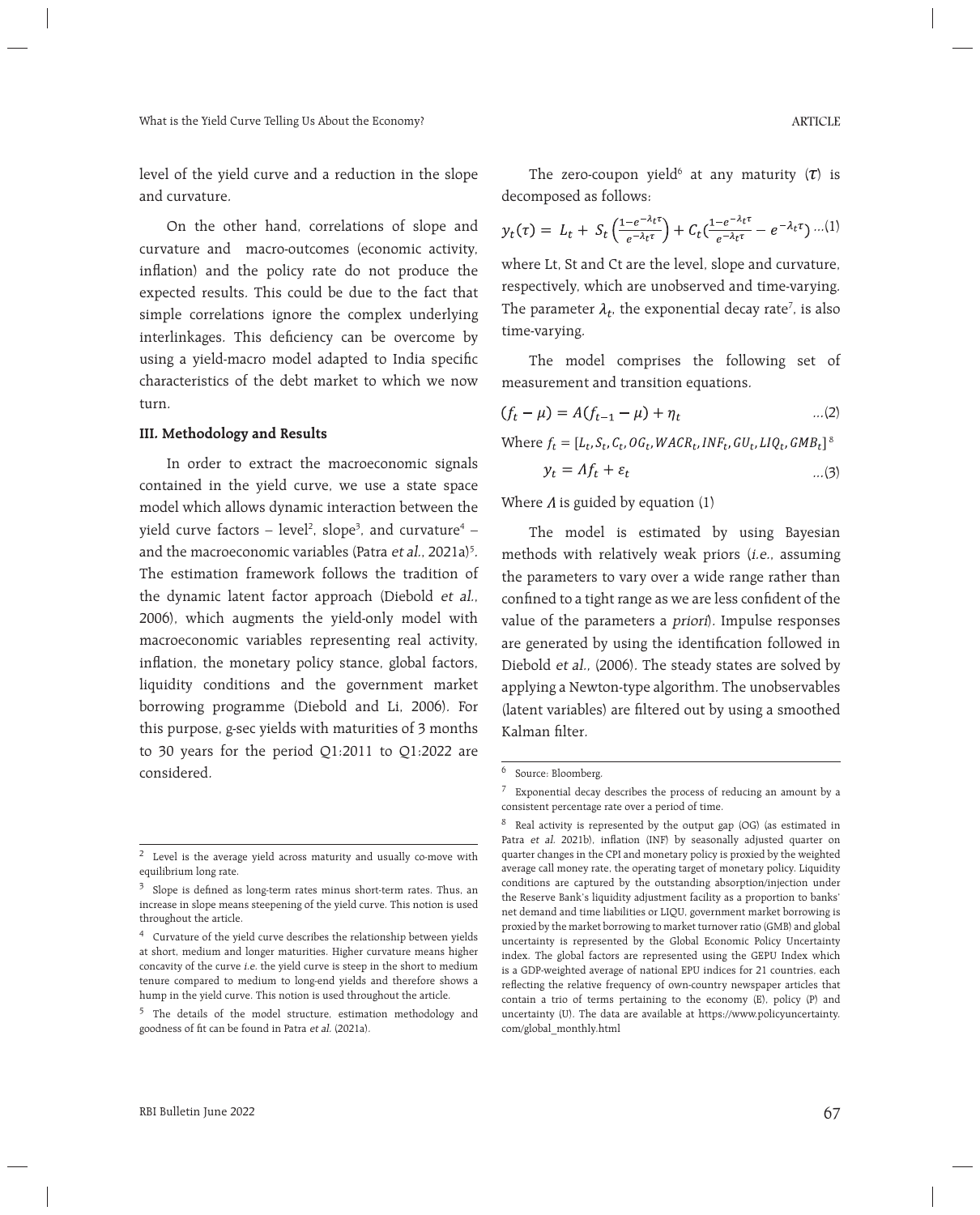level of the yield curve and a reduction in the slope and curvature.

On the other hand, correlations of slope and curvature and macro-outcomes (economic activity, inflation) and the policy rate do not produce the expected results. This could be due to the fact that simple correlations ignore the complex underlying interlinkages. This deficiency can be overcome by using a yield-macro model adapted to India specific characteristics of the debt market to which we now turn.

### III. Methodology and Results

In order to extract the macroeconomic signals contained in the yield curve, we use a state space model which allows dynamic interaction between the yield curve factors – level[2], slope[3], and curvature[4] – and the macroeconomic variables (Patra *et al.*, 2021a)[5]. The estimation framework follows the tradition of the dynamic latent factor approach (Diebold *et al.*, 2006), which augments the yield-only model with macroeconomic variables representing real activity, inflation, the monetary policy stance, global factors, liquidity conditions and the government market borrowing programme (Diebold and Li, 2006). For this purpose, g-sec yields with maturities of 3 months to 30 years for the period Q1:2011 to Q1:2022 are considered.

The zero-coupon yield[6] at any maturity ($\tau$) is decomposed as follows:

$$y_t(\tau) = L_t + S_t\left(\frac{1-e^{-\lambda_t \tau}}{e^{-\lambda_t \tau}}\right) + C_t\left(\frac{1-e^{-\lambda_t \tau}}{e^{-\lambda_t \tau}} - e^{-\lambda_t \tau}\right) \quad ...(1)$$

where Lt, St and Ct are the level, slope and curvature, respectively, which are unobserved and time-varying. The parameter $\lambda_t$, the exponential decay rate[7], is also time-varying.

The model comprises the following set of measurement and transition equations.

$$(f_t - \mu) = A(f_{t-1} - \mu) + \eta_t \quad ...(2)$$

Where $f_t = [L_t, S_t, C_t, OG_t, WACR_t, INF_t, GU_t, LIQ_t, GMB_t]$[8]

$$y_t = \Lambda f_t + \varepsilon_t \quad ...(3)$$

Where $\Lambda$ is guided by equation (1)

The model is estimated by using Bayesian methods with relatively weak priors (*i.e.*, assuming the parameters to vary over a wide range rather than confined to a tight range as we are less confident of the value of the parameters a *priori*). Impulse responses are generated by using the identification followed in Diebold *et al.*, (2006). The steady states are solved by applying a Newton-type algorithm. The unobservables (latent variables) are filtered out by using a smoothed Kalman filter.

---

[2] Level is the average yield across maturity and usually co-move with equilibrium long rate.

[3] Slope is defined as long-term rates minus short-term rates. Thus, an increase in slope means steepening of the yield curve. This notion is used throughout the article.

[4] Curvature of the yield curve describes the relationship between yields at short, medium and longer maturities. Higher curvature means higher concavity of the curve *i.e.* the yield curve is steep in the short to medium tenure compared to medium to long-end yields and therefore shows a hump in the yield curve. This notion is used throughout the article.

[5] The details of the model structure, estimation methodology and goodness of fit can be found in Patra *et al.* (2021a).

[6] Source: Bloomberg.

[7] Exponential decay describes the process of reducing an amount by a consistent percentage rate over a period of time.

[8] Real activity is represented by the output gap (OG) (as estimated in Patra *et al.* 2021b), inflation (INF) by seasonally adjusted quarter on quarter changes in the CPI and monetary policy is proxied by the weighted average call money rate, the operating target of monetary policy. Liquidity conditions are captured by the outstanding absorption/injection under the Reserve Bank's liquidity adjustment facility as a proportion to banks' net demand and time liabilities or LIQU, government market borrowing is proxied by the market borrowing to market turnover ratio (GMB) and global uncertainty is represented by the Global Economic Policy Uncertainty index. The global factors are represented using the GEPU Index which is a GDP-weighted average of national EPU indices for 21 countries, each reflecting the relative frequency of own-country newspaper articles that contain a trio of terms pertaining to the economy (E), policy (P) and uncertainty (U). The data are available at https://www.policyuncertainty.com/global_monthly.html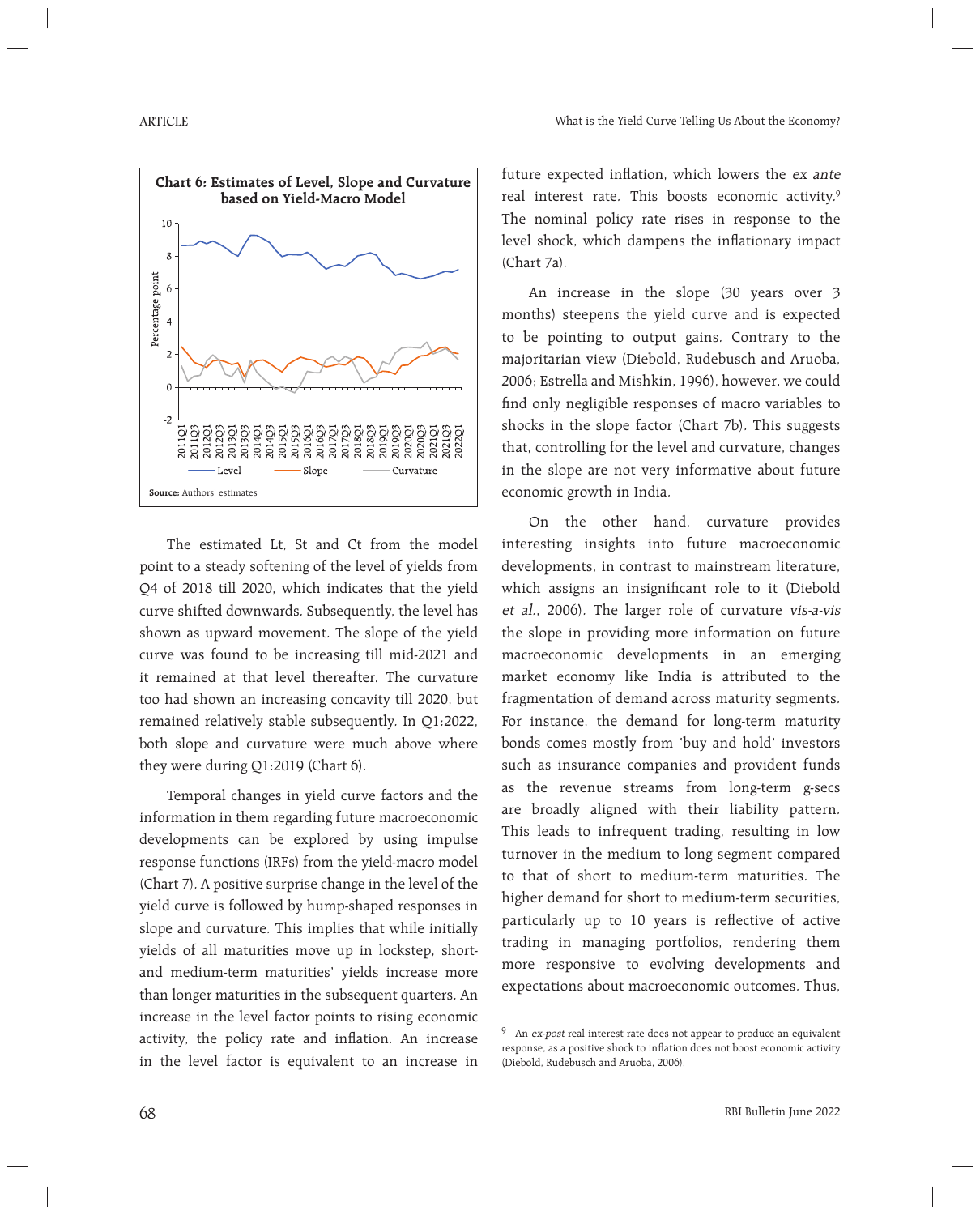**Chart 6: Estimates of Level, Slope and Curvature based on Yield-Macro Model**

**Source:** Authors' estimates

The estimated Lt, St and Ct from the model point to a steady softening of the level of yields from Q4 of 2018 till 2020, which indicates that the yield curve shifted downwards. Subsequently, the level has shown as upward movement. The slope of the yield curve was found to be increasing till mid-2021 and it remained at that level thereafter. The curvature too had shown an increasing concavity till 2020, but remained relatively stable subsequently. In Q1:2022, both slope and curvature were much above where they were during Q1:2019 (Chart 6).

Temporal changes in yield curve factors and the information in them regarding future macroeconomic developments can be explored by using impulse response functions (IRFs) from the yield-macro model (Chart 7). A positive surprise change in the level of the yield curve is followed by hump-shaped responses in slope and curvature. This implies that while initially yields of all maturities move up in lockstep, short- and medium-term maturities' yields increase more than longer maturities in the subsequent quarters. An increase in the level factor points to rising economic activity, the policy rate and inflation. An increase in the level factor is equivalent to an increase in future expected inflation, which lowers the *ex ante* real interest rate. This boosts economic activity.[9] The nominal policy rate rises in response to the level shock, which dampens the inflationary impact (Chart 7a).

An increase in the slope (30 years over 3 months) steepens the yield curve and is expected to be pointing to output gains. Contrary to the majoritarian view (Diebold, Rudebusch and Aruoba, 2006; Estrella and Mishkin, 1996), however, we could find only negligible responses of macro variables to shocks in the slope factor (Chart 7b). This suggests that, controlling for the level and curvature, changes in the slope are not very informative about future economic growth in India.

On the other hand, curvature provides interesting insights into future macroeconomic developments, in contrast to mainstream literature, which assigns an insignificant role to it (Diebold *et al.*, 2006). The larger role of curvature *vis-a-vis* the slope in providing more information on future macroeconomic developments in an emerging market economy like India is attributed to the fragmentation of demand across maturity segments. For instance, the demand for long-term maturity bonds comes mostly from 'buy and hold' investors such as insurance companies and provident funds as the revenue streams from long-term g-secs are broadly aligned with their liability pattern. This leads to infrequent trading, resulting in low turnover in the medium to long segment compared to that of short to medium-term maturities. The higher demand for short to medium-term securities, particularly up to 10 years is reflective of active trading in managing portfolios, rendering them more responsive to evolving developments and expectations about macroeconomic outcomes. Thus,

---

[9] An *ex-post* real interest rate does not appear to produce an equivalent response, as a positive shock to inflation does not boost economic activity (Diebold, Rudebusch and Aruoba, 2006).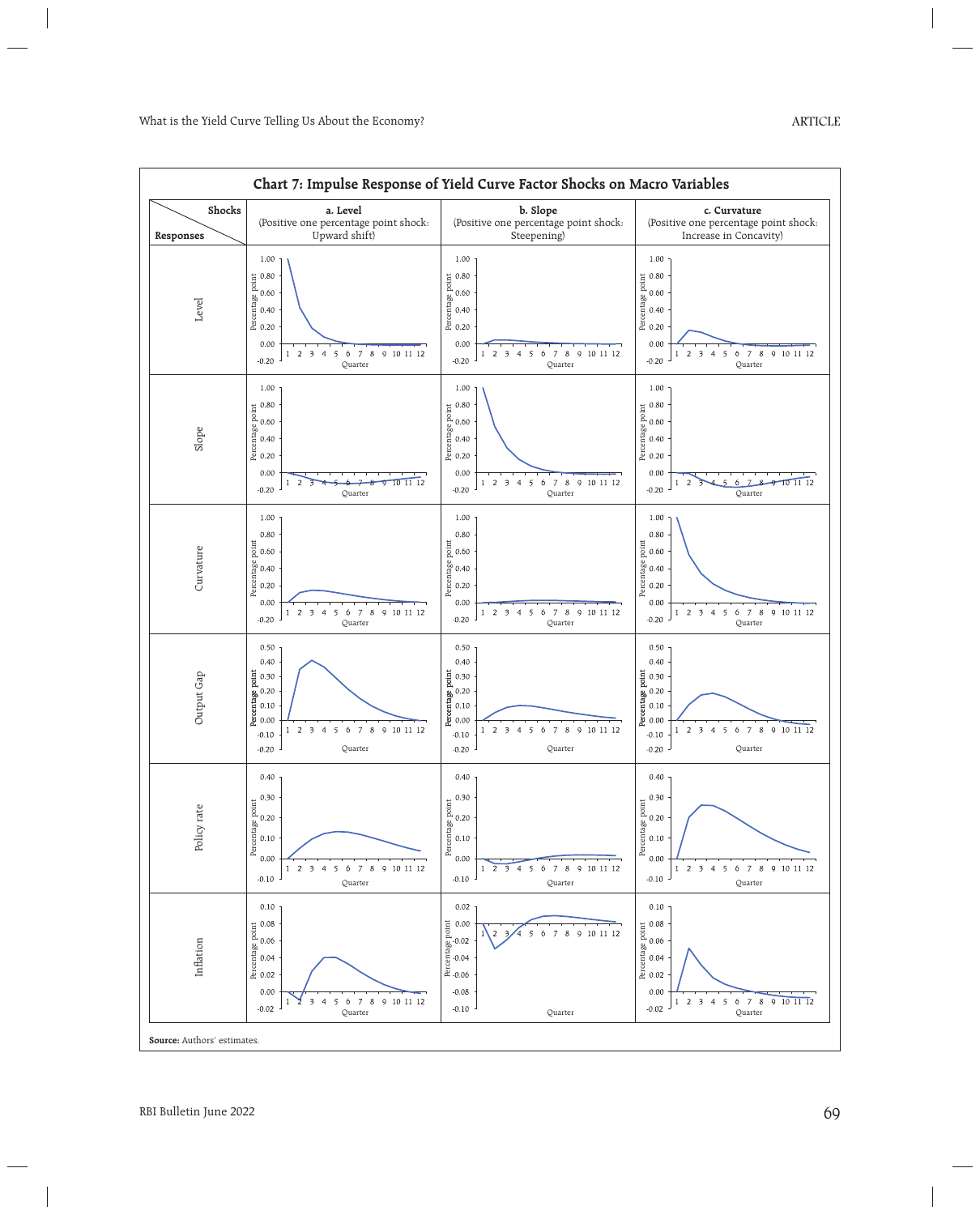**Chart 7: Impulse Response of Yield Curve Factor Shocks on Macro Variables**

| Responses \ Shocks | a. Level (Positive one percentage point shock: Upward shift) | b. Slope (Positive one percentage point shock: Steepening) | c. Curvature (Positive one percentage point shock: Increase in Concavity) |
| --- | --- | --- | --- |
| Level | | | |
| Slope | | | |
| Curvature | | | |
| Output Gap | | | |
| Policy rate | | | |
| Inflation | | | |

**Source:** Authors' estimates.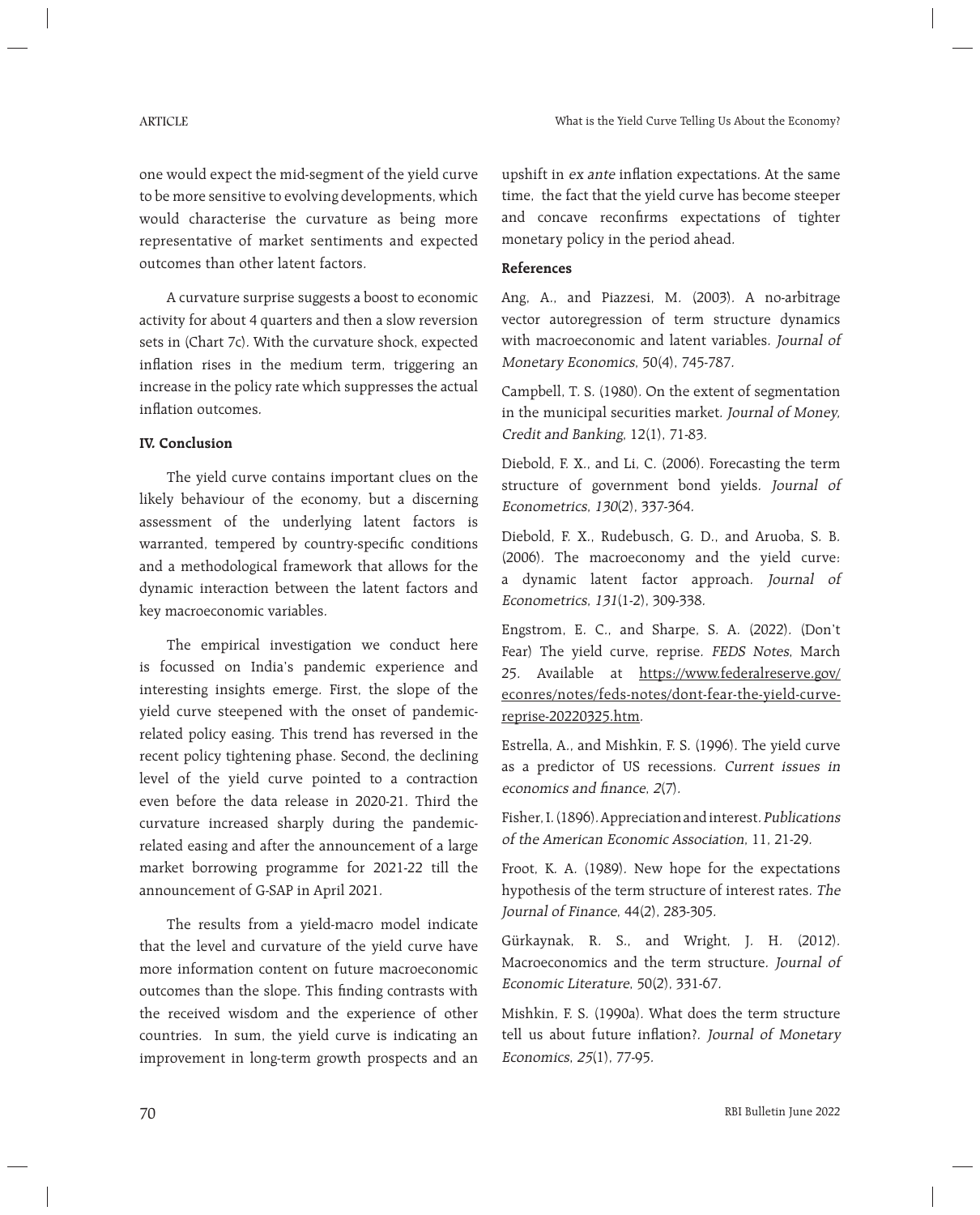one would expect the mid-segment of the yield curve to be more sensitive to evolving developments, which would characterise the curvature as being more representative of market sentiments and expected outcomes than other latent factors.

A curvature surprise suggests a boost to economic activity for about 4 quarters and then a slow reversion sets in (Chart 7c). With the curvature shock, expected inflation rises in the medium term, triggering an increase in the policy rate which suppresses the actual inflation outcomes.

## IV. Conclusion

The yield curve contains important clues on the likely behaviour of the economy, but a discerning assessment of the underlying latent factors is warranted, tempered by country-specific conditions and a methodological framework that allows for the dynamic interaction between the latent factors and key macroeconomic variables.

The empirical investigation we conduct here is focussed on India's pandemic experience and interesting insights emerge. First, the slope of the yield curve steepened with the onset of pandemic-related policy easing. This trend has reversed in the recent policy tightening phase. Second, the declining level of the yield curve pointed to a contraction even before the data release in 2020-21. Third the curvature increased sharply during the pandemic-related easing and after the announcement of a large market borrowing programme for 2021-22 till the announcement of G-SAP in April 2021.

The results from a yield-macro model indicate that the level and curvature of the yield curve have more information content on future macroeconomic outcomes than the slope. This finding contrasts with the received wisdom and the experience of other countries. In sum, the yield curve is indicating an improvement in long-term growth prospects and an upshift in *ex ante* inflation expectations. At the same time, the fact that the yield curve has become steeper and concave reconfirms expectations of tighter monetary policy in the period ahead.

## References

Ang, A., and Piazzesi, M. (2003). A no-arbitrage vector autoregression of term structure dynamics with macroeconomic and latent variables. *Journal of Monetary Economics*, 50(4), 745-787.

Campbell, T. S. (1980). On the extent of segmentation in the municipal securities market. *Journal of Money, Credit and Banking*, 12(1), 71-83.

Diebold, F. X., and Li, C. (2006). Forecasting the term structure of government bond yields. *Journal of Econometrics*, *130*(2), 337-364.

Diebold, F. X., Rudebusch, G. D., and Aruoba, S. B. (2006). The macroeconomy and the yield curve: a dynamic latent factor approach. *Journal of Econometrics*, *131*(1-2), 309-338.

Engstrom, E. C., and Sharpe, S. A. (2022). (Don't Fear) The yield curve, reprise. *FEDS Notes*, March 25. Available at https://www.federalreserve.gov/econres/notes/feds-notes/dont-fear-the-yield-curve-reprise-20220325.htm.

Estrella, A., and Mishkin, F. S. (1996). The yield curve as a predictor of US recessions. *Current issues in economics and finance*, *2*(7).

Fisher, I. (1896). Appreciation and interest. *Publications of the American Economic Association*, 11, 21-29.

Froot, K. A. (1989). New hope for the expectations hypothesis of the term structure of interest rates. *The Journal of Finance*, 44(2), 283-305.

Gürkaynak, R. S., and Wright, J. H. (2012). Macroeconomics and the term structure. *Journal of Economic Literature*, 50(2), 331-67.

Mishkin, F. S. (1990a). What does the term structure tell us about future inflation?. *Journal of Monetary Economics*, *25*(1), 77-95.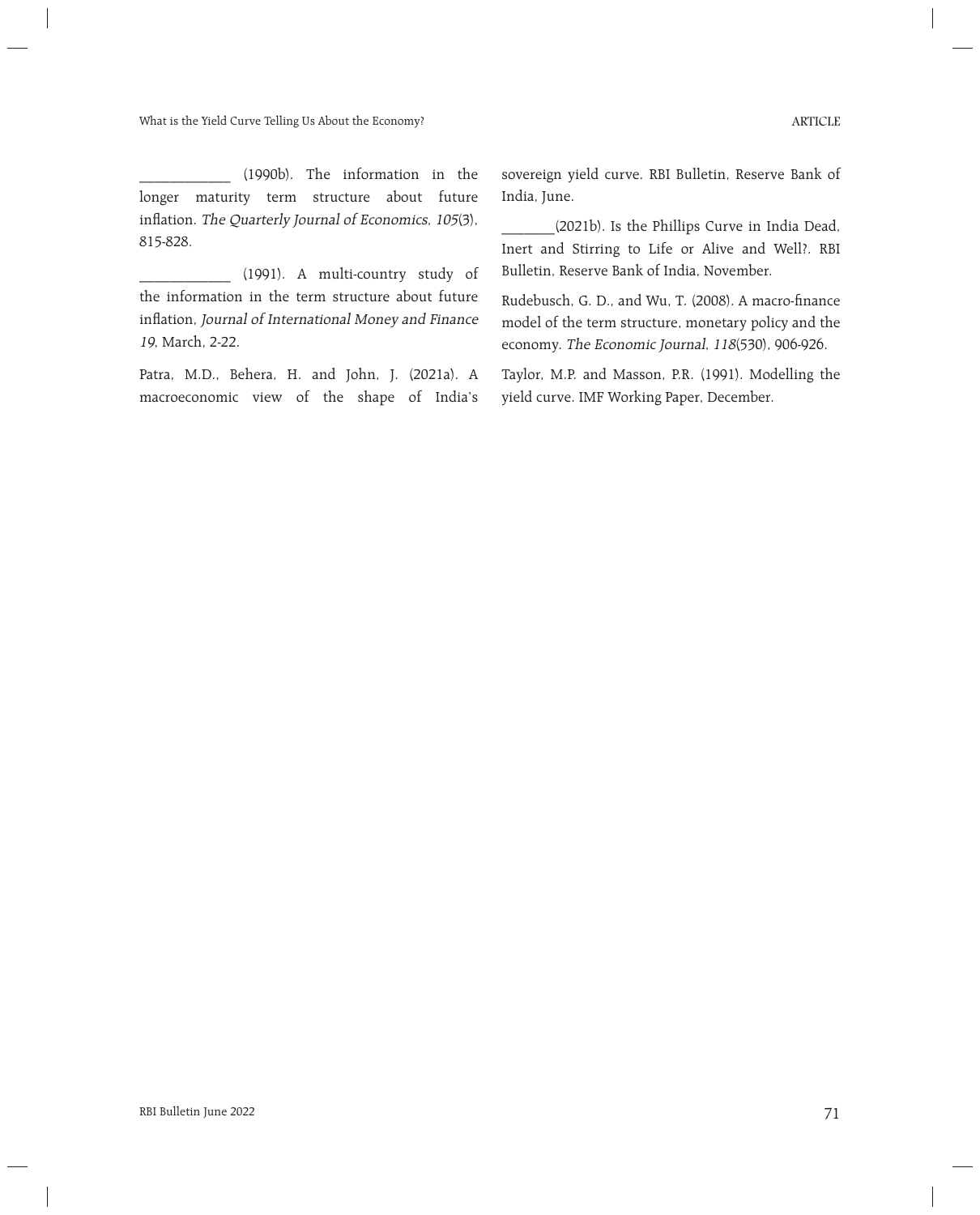____________ (1990b). The information in the longer maturity term structure about future inflation. *The Quarterly Journal of Economics*, *105*(3), 815-828.

____________ (1991). A multi-country study of the information in the term structure about future inflation, *Journal of International Money and Finance 19*, March, 2-22.

Patra, M.D., Behera, H. and John, J. (2021a). A macroeconomic view of the shape of India's sovereign yield curve. RBI Bulletin, Reserve Bank of India, June.

_______(2021b). Is the Phillips Curve in India Dead, Inert and Stirring to Life or Alive and Well?. RBI Bulletin, Reserve Bank of India, November.

Rudebusch, G. D., and Wu, T. (2008). A macro-finance model of the term structure, monetary policy and the economy. *The Economic Journal*, *118*(530), 906-926.

Taylor, M.P. and Masson, P.R. (1991). Modelling the yield curve. IMF Working Paper, December.